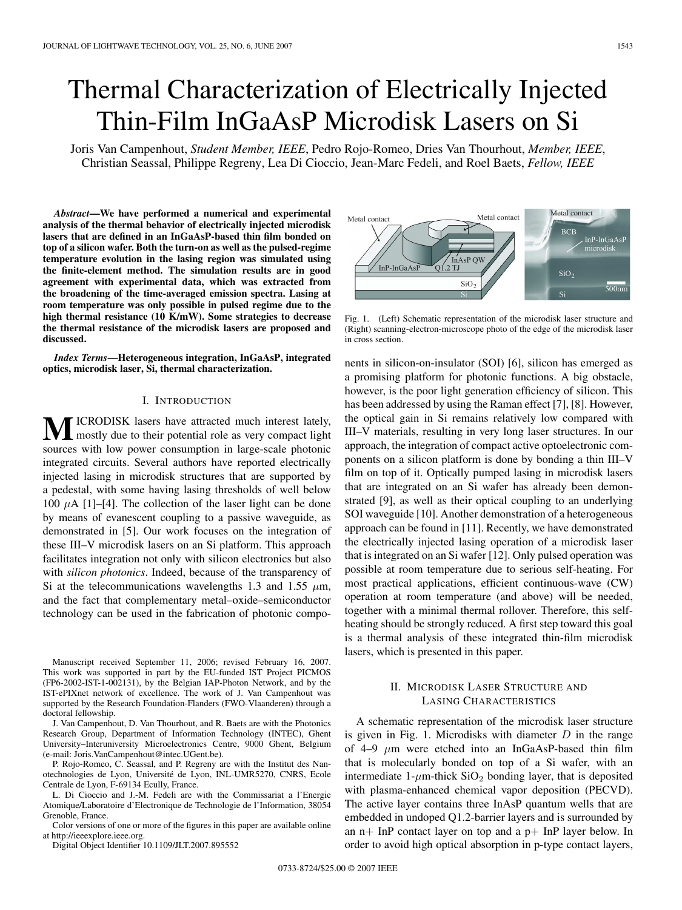# Thermal Characterization of Electrically Injected Thin-Film InGaAsP Microdisk Lasers on Si

Joris Van Campenhout, *Student Member, IEEE*, Pedro Rojo-Romeo, Dries Van Thourhout, *Member, IEEE*, Christian Seassal, Philippe Regreny, Lea Di Cioccio, Jean-Marc Fedeli, and Roel Baets, *Fellow, IEEE*

***Abstract*—We have performed a numerical and experimental analysis of the thermal behavior of electrically injected microdisk lasers that are defined in an InGaAsP-based thin film bonded on top of a silicon wafer. Both the turn-on as well as the pulsed-regime temperature evolution in the lasing region was simulated using the finite-element method. The simulation results are in good agreement with experimental data, which was extracted from the broadening of the time-averaged emission spectra. Lasing at room temperature was only possible in pulsed regime due to the high thermal resistance (10 K/mW). Some strategies to decrease the thermal resistance of the microdisk lasers are proposed and discussed.**

***Index Terms*—Heterogeneous integration, InGaAsP, integrated optics, microdisk laser, Si, thermal characterization.**

## I. Introduction

MICRODISK lasers have attracted much interest lately, mostly due to their potential role as very compact light sources with low power consumption in large-scale photonic integrated circuits. Several authors have reported electrically injected lasing in microdisk structures that are supported by a pedestal, with some having lasing thresholds of well below 100 $\mu$A [1]–[4]. The collection of the laser light can be done by means of evanescent coupling to a passive waveguide, as demonstrated in [5]. Our work focuses on the integration of these III–V microdisk lasers on an Si platform. This approach facilitates integration not only with silicon electronics but also with *silicon photonics*. Indeed, because of the transparency of Si at the telecommunications wavelengths 1.3 and 1.55 $\mu$m, and the fact that complementary metal–oxide–semiconductor technology can be used in the fabrication of photonic components in silicon-on-insulator (SOI) [6], silicon has emerged as a promising platform for photonic functions. A big obstacle, however, is the poor light generation efficiency of silicon. This has been addressed by using the Raman effect [7], [8]. However, the optical gain in Si remains relatively low compared with III–V materials, resulting in very long laser structures. In our approach, the integration of compact active optoelectronic components on a silicon platform is done by bonding a thin III–V film on top of it. Optically pumped lasing in microdisk lasers that are integrated on an Si wafer has already been demonstrated [9], as well as their optical coupling to an underlying SOI waveguide [10]. Another demonstration of a heterogeneous approach can be found in [11]. Recently, we have demonstrated the electrically injected lasing operation of a microdisk laser that is integrated on an Si wafer [12]. Only pulsed operation was possible at room temperature due to serious self-heating. For most practical applications, efficient continuous-wave (CW) operation at room temperature (and above) will be needed, together with a minimal thermal rollover. Therefore, this self-heating should be strongly reduced. A first step toward this goal is a thermal analysis of these integrated thin-film microdisk lasers, which is presented in this paper.

Manuscript received September 11, 2006; revised February 16, 2007. This work was supported in part by the EU-funded IST Project PICMOS (FP6-2002-IST-1-002131), by the Belgian IAP-Photon Network, and by the IST-ePIXnet network of excellence. The work of J. Van Campenhout was supported by the Research Foundation-Flanders (FWO-Vlaanderen) through a doctoral fellowship.

J. Van Campenhout, D. Van Thourhout, and R. Baets are with the Photonics Research Group, Department of Information Technology (INTEC), Ghent University–Interuniversity Microelectronics Centre, 9000 Ghent, Belgium (e-mail: Joris.VanCampenhout@intec.UGent.be).

P. Rojo-Romeo, C. Seassal, and P. Regreny are with the Institut des Nanotechnologies de Lyon, Université de Lyon, INL-UMR5270, CNRS, Ecole Centrale de Lyon, F-69134 Ecully, France.

L. Di Cioccio and J.-M. Fedeli are with the Commissariat a l'Energie Atomique/Laboratoire d'Electronique de Technologie de l'Information, 38054 Grenoble, France.

Color versions of one or more of the figures in this paper are available online at http://ieeexplore.ieee.org.

Digital Object Identifier 10.1109/JLT.2007.895552

Fig. 1. (Left) Schematic representation of the microdisk laser structure and (Right) scanning-electron-microscope photo of the edge of the microdisk laser in cross section.

## II. Microdisk Laser Structure and Lasing Characteristics

A schematic representation of the microdisk laser structure is given in Fig. 1. Microdisks with diameter $D$ in the range of 4–9 $\mu$m were etched into an InGaAsP-based thin film that is molecularly bonded on top of a Si wafer, with an intermediate 1-$\mu$m-thick $SiO_2$ bonding layer, that is deposited with plasma-enhanced chemical vapor deposition (PECVD). The active layer contains three InAsP quantum wells that are embedded in undoped Q1.2-barrier layers and is surrounded by an n+ InP contact layer on top and a p+ InP layer below. In order to avoid high optical absorption in p-type contact layers,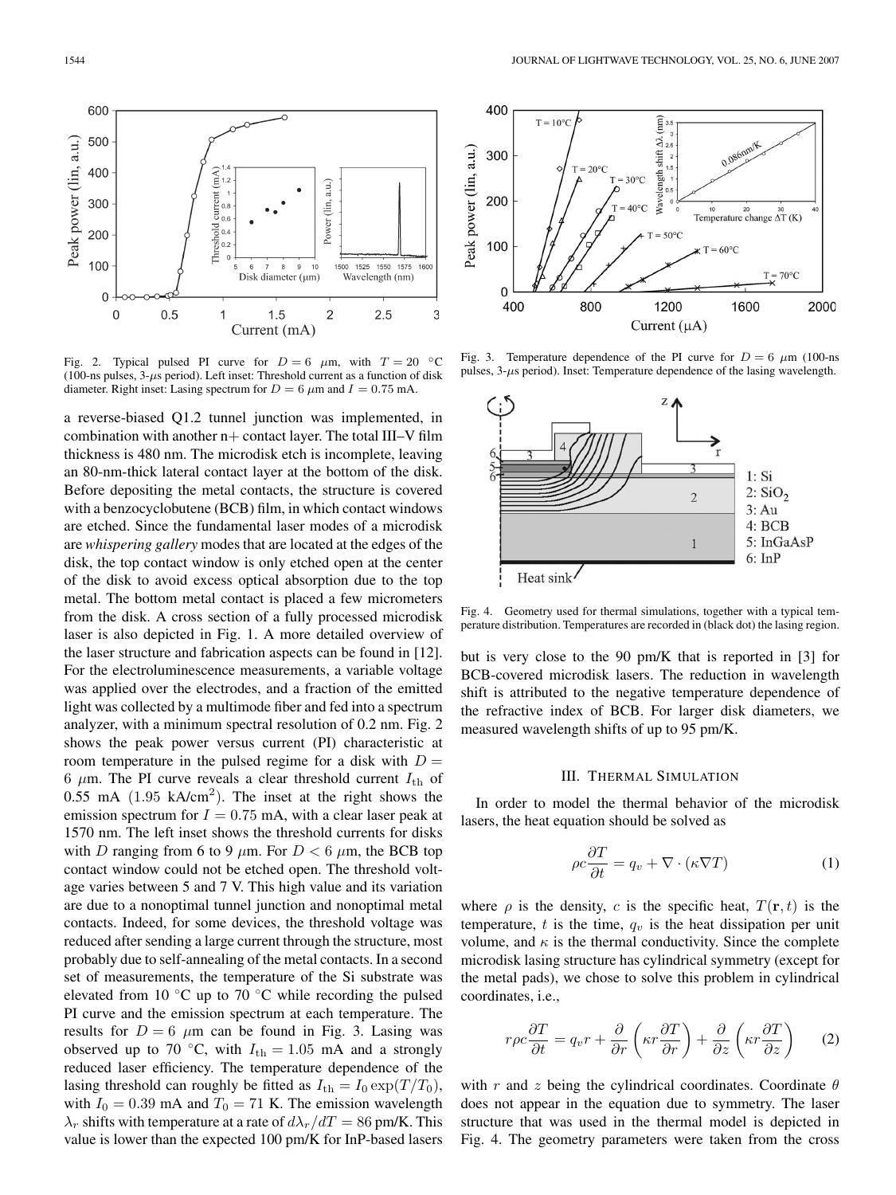Fig. 2. Typical pulsed PI curve for $D = 6$ $\mu$m, with $T = 20$ °C (100-ns pulses, 3-$\mu$s period). Left inset: Threshold current as a function of disk diameter. Right inset: Lasing spectrum for $D = 6$ $\mu$m and $I = 0.75$ mA.

Fig. 3. Temperature dependence of the PI curve for $D = 6$ $\mu$m (100-ns pulses, 3-$\mu$s period). Inset: Temperature dependence of the lasing wavelength.

Fig. 4. Geometry used for thermal simulations, together with a typical temperature distribution. Temperatures are recorded in (black dot) the lasing region.

a reverse-biased Q1.2 tunnel junction was implemented, in combination with another n+ contact layer. The total III–V film thickness is 480 nm. The microdisk etch is incomplete, leaving an 80-nm-thick lateral contact layer at the bottom of the disk. Before depositing the metal contacts, the structure is covered with a benzocyclobutene (BCB) film, in which contact windows are etched. Since the fundamental laser modes of a microdisk are *whispering gallery* modes that are located at the edges of the disk, the top contact window is only etched open at the center of the disk to avoid excess optical absorption due to the top metal. The bottom metal contact is placed a few micrometers from the disk. A cross section of a fully processed microdisk laser is also depicted in Fig. 1. A more detailed overview of the laser structure and fabrication aspects can be found in [12]. For the electroluminescence measurements, a variable voltage was applied over the electrodes, and a fraction of the emitted light was collected by a multimode fiber and fed into a spectrum analyzer, with a minimum spectral resolution of 0.2 nm. Fig. 2 shows the peak power versus current (PI) characteristic at room temperature in the pulsed regime for a disk with $D = 6$ $\mu$m. The PI curve reveals a clear threshold current $I_{\rm th}$ of 0.55 mA (1.95 kA/cm$^2$). The inset at the right shows the emission spectrum for $I = 0.75$ mA, with a clear laser peak at 1570 nm. The left inset shows the threshold currents for disks with $D$ ranging from 6 to 9 $\mu$m. For $D < 6$ $\mu$m, the BCB top contact window could not be etched open. The threshold voltage varies between 5 and 7 V. This high value and its variation are due to a nonoptimal tunnel junction and nonoptimal metal contacts. Indeed, for some devices, the threshold voltage was reduced after sending a large current through the structure, most probably due to self-annealing of the metal contacts. In a second set of measurements, the temperature of the Si substrate was elevated from 10 °C up to 70 °C while recording the pulsed PI curve and the emission spectrum at each temperature. The results for $D = 6$ $\mu$m can be found in Fig. 3. Lasing was observed up to 70 °C, with $I_{\rm th} = 1.05$ mA and a strongly reduced laser efficiency. The temperature dependence of the lasing threshold can roughly be fitted as $I_{\rm th} = I_0 \exp(T/T_0)$, with $I_0 = 0.39$ mA and $T_0 = 71$ K. The emission wavelength $\lambda_r$ shifts with temperature at a rate of $d\lambda_r/dT = 86$ pm/K. This value is lower than the expected 100 pm/K for InP-based lasers but is very close to the 90 pm/K that is reported in [3] for BCB-covered microdisk lasers. The reduction in wavelength shift is attributed to the negative temperature dependence of the refractive index of BCB. For larger disk diameters, we measured wavelength shifts of up to 95 pm/K.

## III. Thermal Simulation

In order to model the thermal behavior of the microdisk lasers, the heat equation should be solved as

$$\rho c \frac{\partial T}{\partial t} = q_v + \nabla \cdot (\kappa \nabla T) \tag{1}$$

where $\rho$ is the density, $c$ is the specific heat, $T(\mathbf{r}, t)$ is the temperature, $t$ is the time, $q_v$ is the heat dissipation per unit volume, and $\kappa$ is the thermal conductivity. Since the complete microdisk lasing structure has cylindrical symmetry (except for the metal pads), we chose to solve this problem in cylindrical coordinates, i.e.,

$$r\rho c \frac{\partial T}{\partial t} = q_v r + \frac{\partial}{\partial r}\left(\kappa r \frac{\partial T}{\partial r}\right) + \frac{\partial}{\partial z}\left(\kappa r \frac{\partial T}{\partial z}\right) \tag{2}$$

with $r$ and $z$ being the cylindrical coordinates. Coordinate $\theta$ does not appear in the equation due to symmetry. The laser structure that was used in the thermal model is depicted in Fig. 4. The geometry parameters were taken from the cross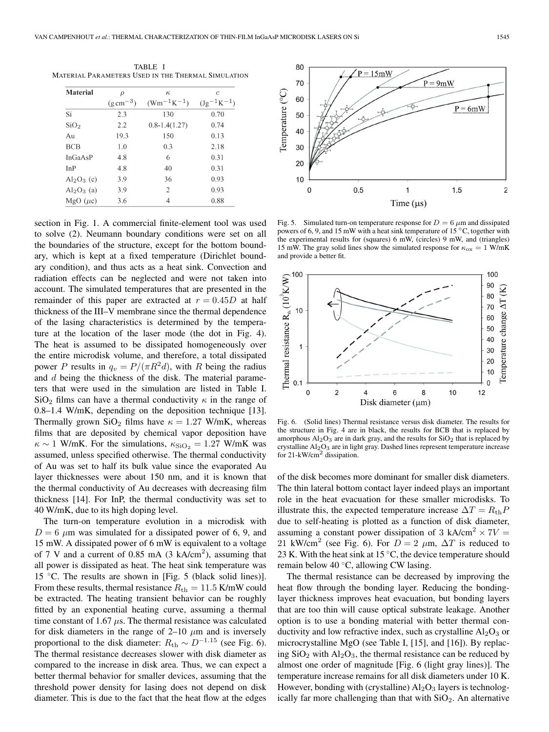TABLE I
MATERIAL PARAMETERS USED IN THE THERMAL SIMULATION

| Material | $\rho$ $(\mathrm{g\,cm^{-3}})$ | $\kappa$ $(\mathrm{Wm^{-1}K^{-1}})$ | $c$ $(\mathrm{Jg^{-1}K^{-1}})$ |
|---|---|---|---|
| Si | 2.3 | 130 | 0.70 |
| $SiO_2$ | 2.2 | 0.8-1.4(1.27) | 0.74 |
| Au | 19.3 | 150 | 0.13 |
| BCB | 1.0 | 0.3 | 2.18 |
| InGaAsP | 4.8 | 6 | 0.31 |
| InP | 4.8 | 40 | 0.31 |
| $Al_2O_3$ (c) | 3.9 | 36 | 0.93 |
| $Al_2O_3$ (a) | 3.9 | 2 | 0.93 |
| MgO ($\mu$c) | 3.6 | 4 | 0.88 |

section in Fig. 1. A commercial finite-element tool was used to solve (2). Neumann boundary conditions were set on all the boundaries of the structure, except for the bottom boundary, which is kept at a fixed temperature (Dirichlet boundary condition), and thus acts as a heat sink. Convection and radiation effects can be neglected and were not taken into account. The simulated temperatures that are presented in the remainder of this paper are extracted at $r = 0.45D$ at half thickness of the III–V membrane since the thermal dependence of the lasing characteristics is determined by the temperature at the location of the laser mode (the dot in Fig. 4). The heat is assumed to be dissipated homogeneously over the entire microdisk volume, and therefore, a total dissipated power $P$ results in $q_v = P/(\pi R^2 d)$, with $R$ being the radius and $d$ being the thickness of the disk. The material parameters that were used in the simulation are listed in Table I. $SiO_2$ films can have a thermal conductivity $\kappa$ in the range of 0.8–1.4 W/mK, depending on the deposition technique [13]. Thermally grown $SiO_2$ films have $\kappa = 1.27$ W/mK, whereas films that are deposited by chemical vapor deposition have $\kappa \sim 1$ W/mK. For the simulations, $\kappa_{\mathrm{SiO_2}} = 1.27$ W/mK was assumed, unless specified otherwise. The thermal conductivity of Au was set to half its bulk value since the evaporated Au layer thicknesses were about 150 nm, and it is known that the thermal conductivity of Au decreases with decreasing film thickness [14]. For InP, the thermal conductivity was set to 40 W/mK, due to its high doping level.

The turn-on temperature evolution in a microdisk with $D = 6$ $\mu$m was simulated for a dissipated power of 6, 9, and 15 mW. A dissipated power of 6 mW is equivalent to a voltage of 7 V and a current of 0.85 mA (3 kA/cm$^2$), assuming that all power is dissipated as heat. The heat sink temperature was 15 °C. The results are shown in [Fig. 5 (black solid lines)]. From these results, thermal resistance $R_{\mathrm{th}} = 11.5$ K/mW could be extracted. The heating transient behavior can be roughly fitted by an exponential heating curve, assuming a thermal time constant of 1.67 $\mu$s. The thermal resistance was calculated for disk diameters in the range of 2–10 $\mu$m and is inversely proportional to the disk diameter: $R_{\mathrm{th}} \sim D^{-1.15}$ (see Fig. 6). The thermal resistance decreases slower with disk diameter as compared to the increase in disk area. Thus, we can expect a better thermal behavior for smaller devices, assuming that the threshold power density for lasing does not depend on disk diameter. This is due to the fact that the heat flow at the edges of the disk becomes more dominant for smaller disk diameters. The thin lateral bottom contact layer indeed plays an important role in the heat evacuation for these smaller microdisks. To illustrate this, the expected temperature increase $\Delta T = R_{\mathrm{th}} P$ due to self-heating is plotted as a function of disk diameter, assuming a constant power dissipation of 3 kA/cm$^2$ $\times$ 7V $=$ 21 kW/cm$^2$ (see Fig. 6). For $D = 2$ $\mu$m, $\Delta T$ is reduced to 23 K. With the heat sink at 15 °C, the device temperature should remain below 40 °C, allowing CW lasing.

Fig. 5. Simulated turn-on temperature response for $D = 6$ $\mu$m and dissipated powers of 6, 9, and 15 mW with a heat sink temperature of 15 °C, together with the experimental results for (squares) 6 mW, (circles) 9 mW, and (triangles) 15 mW. The gray solid lines show the simulated response for $\kappa_{\mathrm{ox}} = 1$ W/mK and provide a better fit.

Fig. 6. (Solid lines) Thermal resistance versus disk diameter. The results for the structure in Fig. 4 are in black, the results for BCB that is replaced by amorphous $Al_2O_3$ are in dark gray, and the results for $SiO_2$ that is replaced by crystalline $Al_2O_3$ are in light gray. Dashed lines represent temperature increase for 21-kW/cm$^2$ dissipation.

The thermal resistance can be decreased by improving the heat flow through the bonding layer. Reducing the bonding-layer thickness improves heat evacuation, but bonding layers that are too thin will cause optical substrate leakage. Another option is to use a bonding material with better thermal conductivity and low refractive index, such as crystalline $Al_2O_3$ or microcrystalline MgO (see Table I, [15], and [16]). By replacing $SiO_2$ with $Al_2O_3$, the thermal resistance can be reduced by almost one order of magnitude [Fig. 6 (light gray lines)]. The temperature increase remains for all disk diameters under 10 K. However, bonding with (crystalline) $Al_2O_3$ layers is technologically far more challenging than that with $SiO_2$. An alternative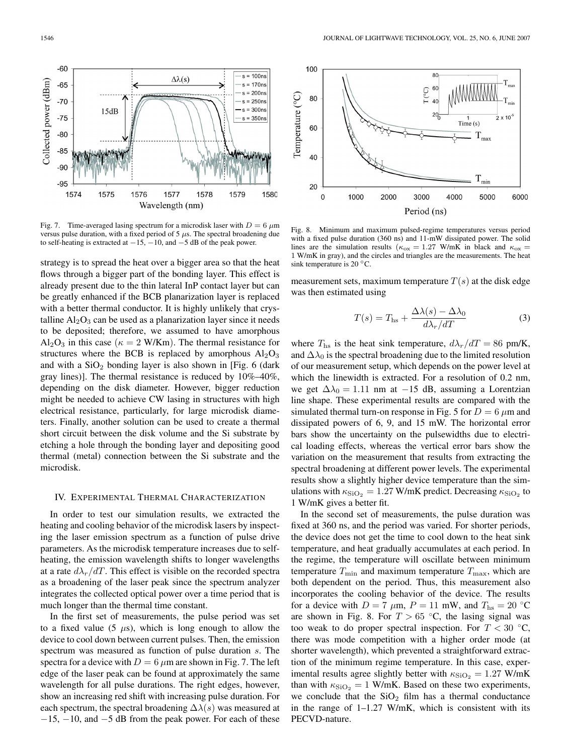strategy is to spread the heat over a bigger area so that the heat flows through a bigger part of the bonding layer. This effect is already present due to the thin lateral InP contact layer but can be greatly enhanced if the BCB planarization layer is replaced with a better thermal conductor. It is highly unlikely that crystalline $Al_2O_3$ can be used as a planarization layer since it needs to be deposited; therefore, we assumed to have amorphous $Al_2O_3$ in this case ($\kappa = 2$ W/Km). The thermal resistance for structures where the BCB is replaced by amorphous $Al_2O_3$ and with a $SiO_2$ bonding layer is also shown in [Fig. 6 (dark gray lines)]. The thermal resistance is reduced by 10%–40%, depending on the disk diameter. However, bigger reduction might be needed to achieve CW lasing in structures with high electrical resistance, particularly, for large microdisk diameters. Finally, another solution can be used to create a thermal short circuit between the disk volume and the Si substrate by etching a hole through the bonding layer and depositing good thermal (metal) connection between the Si substrate and the microdisk.

## IV. Experimental Thermal Characterization

In order to test our simulation results, we extracted the heating and cooling behavior of the microdisk lasers by inspecting the laser emission spectrum as a function of pulse drive parameters. As the microdisk temperature increases due to self-heating, the emission wavelength shifts to longer wavelengths at a rate $d\lambda_r/dT$. This effect is visible on the recorded spectra as a broadening of the laser peak since the spectrum analyzer integrates the collected optical power over a time period that is much longer than the thermal time constant.

In the first set of measurements, the pulse period was set to a fixed value (5 $\mu$s), which is long enough to allow the device to cool down between current pulses. Then, the emission spectrum was measured as function of pulse duration $s$. The spectra for a device with $D = 6$ $\mu$m are shown in Fig. 7. The left edge of the laser peak can be found at approximately the same wavelength for all pulse durations. The right edges, however, show an increasing red shift with increasing pulse duration. For each spectrum, the spectral broadening $\Delta\lambda(s)$ was measured at −15, −10, and −5 dB from the peak power. For each of these measurement sets, maximum temperature $T(s)$ at the disk edge was then estimated using

$$T(s) = T_{\text{hs}} + \frac{\Delta\lambda(s) - \Delta\lambda_0}{d\lambda_r/dT} \tag{3}$$

where $T_{\text{hs}}$ is the heat sink temperature, $d\lambda_r/dT = 86$ pm/K, and $\Delta\lambda_0$ is the spectral broadening due to the limited resolution of our measurement setup, which depends on the power level at which the linewidth is extracted. For a resolution of 0.2 nm, we get $\Delta\lambda_0 = 1.11$ nm at −15 dB, assuming a Lorentzian line shape. These experimental results are compared with the simulated thermal turn-on response in Fig. 5 for $D = 6$ $\mu$m and dissipated powers of 6, 9, and 15 mW. The horizontal error bars show the uncertainty on the pulsewidths due to electrical loading effects, whereas the vertical error bars show the variation on the measurement that results from extracting the spectral broadening at different power levels. The experimental results show a slightly higher device temperature than the simulations with $\kappa_{\text{SiO}_2} = 1.27$ W/mK predict. Decreasing $\kappa_{\text{SiO}_2}$ to 1 W/mK gives a better fit.

In the second set of measurements, the pulse duration was fixed at 360 ns, and the period was varied. For shorter periods, the device does not get the time to cool down to the heat sink temperature, and heat gradually accumulates at each period. In the regime, the temperature will oscillate between minimum temperature $T_{\min}$ and maximum temperature $T_{\max}$, which are both dependent on the period. Thus, this measurement also incorporates the cooling behavior of the device. The results for a device with $D = 7$ $\mu$m, $P = 11$ mW, and $T_{\text{hs}} = 20$ °C are shown in Fig. 8. For $T > 65$ °C, the lasing signal was too weak to do proper spectral inspection. For $T < 30$ °C, there was mode competition with a higher order mode (at shorter wavelength), which prevented a straightforward extraction of the minimum regime temperature. In this case, experimental results agree slightly better with $\kappa_{\text{SiO}_2} = 1.27$ W/mK than with $\kappa_{\text{SiO}_2} = 1$ W/mK. Based on these two experiments, we conclude that the $SiO_2$ film has a thermal conductance in the range of 1–1.27 W/mK, which is consistent with its PECVD-nature.

Fig. 7. Time-averaged lasing spectrum for a microdisk laser with $D = 6$ $\mu$m versus pulse duration, with a fixed period of 5 $\mu$s. The spectral broadening due to self-heating is extracted at −15, −10, and −5 dB of the peak power.

Fig. 8. Minimum and maximum pulsed-regime temperatures versus period with a fixed pulse duration (360 ns) and 11-mW dissipated power. The solid lines are the simulation results ($\kappa_{\text{ox}} = 1.27$ W/mK in black and $\kappa_{\text{ox}} = 1$ W/mK in gray), and the circles and triangles are the measurements. The heat sink temperature is 20 °C.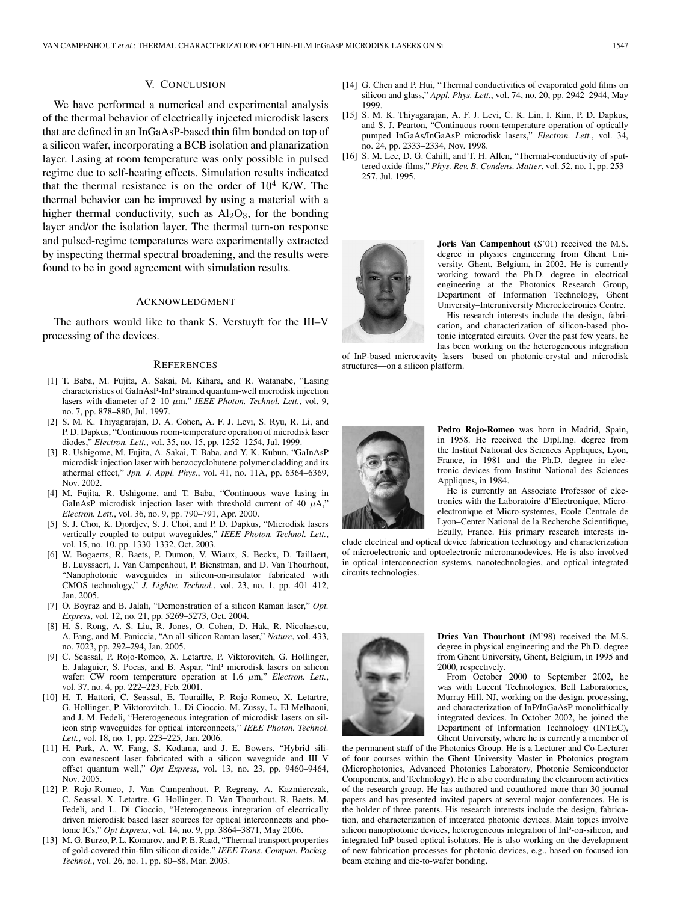## V. CONCLUSION

We have performed a numerical and experimental analysis of the thermal behavior of electrically injected microdisk lasers that are defined in an InGaAsP-based thin film bonded on top of a silicon wafer, incorporating a BCB isolation and planarization layer. Lasing at room temperature was only possible in pulsed regime due to self-heating effects. Simulation results indicated that the thermal resistance is on the order of $10^4$ K/W. The thermal behavior can be improved by using a material with a higher thermal conductivity, such as $Al_2O_3$, for the bonding layer and/or the isolation layer. The thermal turn-on response and pulsed-regime temperatures were experimentally extracted by inspecting thermal spectral broadening, and the results were found to be in good agreement with simulation results.

## ACKNOWLEDGMENT

The authors would like to thank S. Verstuyft for the III–V processing of the devices.

## REFERENCES

[1] T. Baba, M. Fujita, A. Sakai, M. Kihara, and R. Watanabe, "Lasing characteristics of GaInAsP-InP strained quantum-well microdisk injection lasers with diameter of 2–10 $\mu$m," *IEEE Photon. Technol. Lett.*, vol. 9, no. 7, pp. 878–880, Jul. 1997.

[2] S. M. K. Thiyagarajan, D. A. Cohen, A. F. J. Levi, S. Ryu, R. Li, and P. D. Dapkus, "Continuous room-temperature operation of microdisk laser diodes," *Electron. Lett.*, vol. 35, no. 15, pp. 1252–1254, Jul. 1999.

[3] R. Ushigome, M. Fujita, A. Sakai, T. Baba, and Y. K. Kubun, "GaInAsP microdisk injection laser with benzocyclobutene polymer cladding and its athermal effect," *Jpn. J. Appl. Phys.*, vol. 41, no. 11A, pp. 6364–6369, Nov. 2002.

[4] M. Fujita, R. Ushigome, and T. Baba, "Continuous wave lasing in GaInAsP microdisk injection laser with threshold current of 40 $\mu$A," *Electron. Lett.*, vol. 36, no. 9, pp. 790–791, Apr. 2000.

[5] S. J. Choi, K. Djordjev, S. J. Choi, and P. D. Dapkus, "Microdisk lasers vertically coupled to output waveguides," *IEEE Photon. Technol. Lett.*, vol. 15, no. 10, pp. 1330–1332, Oct. 2003.

[6] W. Bogaerts, R. Baets, P. Dumon, V. Wiaux, S. Beckx, D. Taillaert, B. Luyssaert, J. Van Campenhout, P. Bienstman, and D. Van Thourhout, "Nanophotonic waveguides in silicon-on-insulator fabricated with CMOS technology," *J. Lightw. Technol.*, vol. 23, no. 1, pp. 401–412, Jan. 2005.

[7] O. Boyraz and B. Jalali, "Demonstration of a silicon Raman laser," *Opt. Express*, vol. 12, no. 21, pp. 5269–5273, Oct. 2004.

[8] H. S. Rong, A. S. Liu, R. Jones, O. Cohen, D. Hak, R. Nicolaescu, A. Fang, and M. Paniccia, "An all-silicon Raman laser," *Nature*, vol. 433, no. 7023, pp. 292–294, Jan. 2005.

[9] C. Seassal, P. Rojo-Romeo, X. Letartre, P. Viktorovitch, G. Hollinger, E. Jalaguier, S. Pocas, and B. Aspar, "InP microdisk lasers on silicon wafer: CW room temperature operation at 1.6 $\mu$m," *Electron. Lett.*, vol. 37, no. 4, pp. 222–223, Feb. 2001.

[10] H. T. Hattori, C. Seassal, E. Touraille, P. Rojo-Romeo, X. Letartre, G. Hollinger, P. Viktorovitch, L. Di Cioccio, M. Zussy, L. El Melhaoui, and J. M. Fedeli, "Heterogeneous integration of microdisk lasers on silicon strip waveguides for optical interconnects," *IEEE Photon. Technol. Lett.*, vol. 18, no. 1, pp. 223–225, Jan. 2006.

[11] H. Park, A. W. Fang, S. Kodama, and J. E. Bowers, "Hybrid silicon evanescent laser fabricated with a silicon waveguide and III–V offset quantum well," *Opt Express*, vol. 13, no. 23, pp. 9460–9464, Nov. 2005.

[12] P. Rojo-Romeo, J. Van Campenhout, P. Regreny, A. Kazmierczak, C. Seassal, X. Letartre, G. Hollinger, D. Van Thourhout, R. Baets, M. Fedeli, and L. Di Cioccio, "Heterogeneous integration of electrically driven microdisk based laser sources for optical interconnects and photonic ICs," *Opt Express*, vol. 14, no. 9, pp. 3864–3871, May 2006.

[13] M. G. Burzo, P. L. Komarov, and P. E. Raad, "Thermal transport properties of gold-covered thin-film silicon dioxide," *IEEE Trans. Compon. Packag. Technol.*, vol. 26, no. 1, pp. 80–88, Mar. 2003.

[14] G. Chen and P. Hui, "Thermal conductivities of evaporated gold films on silicon and glass," *Appl. Phys. Lett.*, vol. 74, no. 20, pp. 2942–2944, May 1999.

[15] S. M. K. Thiyagarajan, A. F. J. Levi, C. K. Lin, I. Kim, P. D. Dapkus, and S. J. Pearton, "Continuous room-temperature operation of optically pumped InGaAs/InGaAsP microdisk lasers," *Electron. Lett.*, vol. 34, no. 24, pp. 2333–2334, Nov. 1998.

[16] S. M. Lee, D. G. Cahill, and T. H. Allen, "Thermal-conductivity of sputtered oxide-films," *Phys. Rev. B, Condens. Matter*, vol. 52, no. 1, pp. 253–257, Jul. 1995.

**Joris Van Campenhout** (S'01) received the M.S. degree in physics engineering from Ghent University, Ghent, Belgium, in 2002. He is currently working toward the Ph.D. degree in electrical engineering at the Photonics Research Group, Department of Information Technology, Ghent University–Interuniversity Microelectronics Centre.

His research interests include the design, fabrication, and characterization of silicon-based photonic integrated circuits. Over the past few years, he has been working on the heterogeneous integration of InP-based microcavity lasers—based on photonic-crystal and microdisk structures—on a silicon platform.

**Pedro Rojo-Romeo** was born in Madrid, Spain, in 1958. He received the Dipl.Ing. degree from the Institut National des Sciences Appliques, Lyon, France, in 1981 and the Ph.D. degree in electronic devices from Institut National des Sciences Appliques, in 1984.

He is currently an Associate Professor of electronics with the Laboratoire d'Electronique, Microelectronique et Micro-systemes, Ecole Centrale de Lyon–Center National de la Recherche Scientifique, Ecully, France. His primary research interests include electrical and optical device fabrication technology and characterization of microelectronic and optoelectronic micronanodevices. He is also involved in optical interconnection systems, nanotechnologies, and optical integrated circuits technologies.

**Dries Van Thourhout** (M'98) received the M.S. degree in physical engineering and the Ph.D. degree from Ghent University, Ghent, Belgium, in 1995 and 2000, respectively.

From October 2000 to September 2002, he was with Lucent Technologies, Bell Laboratories, Murray Hill, NJ, working on the design, processing, and characterization of InP/InGaAsP monolithically integrated devices. In October 2002, he joined the Department of Information Technology (INTEC), Ghent University, where he is currently a member of the permanent staff of the Photonics Group. He is a Lecturer and Co-Lecturer of four courses within the Ghent University Master in Photonics program (Microphotonics, Advanced Photonics Laboratory, Photonic Semiconductor Components, and Technology). He is also coordinating the cleanroom activities of the research group. He has authored and coauthored more than 30 journal papers and has presented invited papers at several major conferences. He is the holder of three patents. His research interests include the design, fabrication, and characterization of integrated photonic devices. Main topics involve silicon nanophotonic devices, heterogeneous integration of InP-on-silicon, and integrated InP-based optical isolators. He is also working on the development of new fabrication processes for photonic devices, e.g., based on focused ion beam etching and die-to-wafer bonding.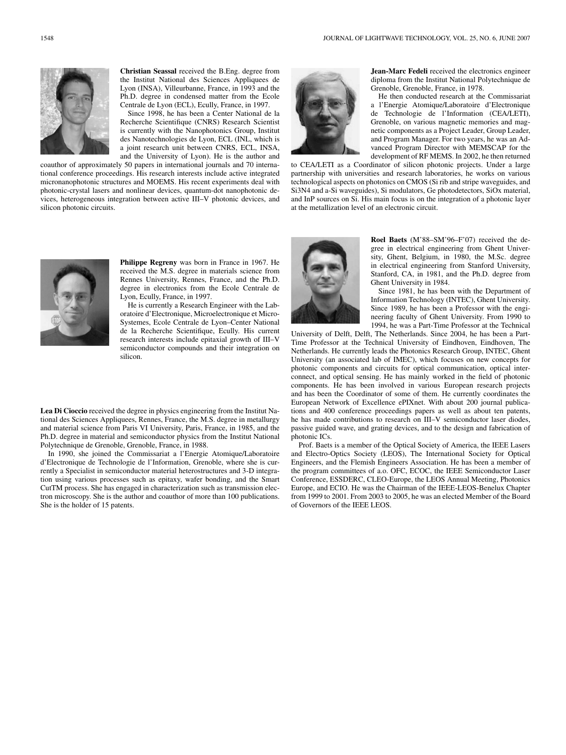**Christian Seassal** received the B.Eng. degree from the Institut National des Sciences Appliquees de Lyon (INSA), Villeurbanne, France, in 1993 and the Ph.D. degree in condensed matter from the Ecole Centrale de Lyon (ECL), Ecully, France, in 1997.

Since 1998, he has been a Center National de la Recherche Scientifique (CNRS) Research Scientist is currently with the Nanophotonics Group, Institut des Nanotechnologies de Lyon, ECL (INL, which is a joint research unit between CNRS, ECL, INSA, and the University of Lyon). He is the author and coauthor of approximately 50 papers in international journals and 70 international conference proceedings. His research interests include active integrated micronanophotonic structures and MOEMS. His recent experiments deal with photonic-crystal lasers and nonlinear devices, quantum-dot nanophotonic devices, heterogeneous integration between active III–V photonic devices, and silicon photonic circuits.

**Philippe Regreny** was born in France in 1967. He received the M.S. degree in materials science from Rennes University, Rennes, France, and the Ph.D. degree in electronics from the Ecole Centrale de Lyon, Ecully, France, in 1997.

He is currently a Research Engineer with the Laboratoire d'Electronique, Microelectronique et Micro-Systemes, Ecole Centrale de Lyon–Center National de la Recherche Scientifique, Ecully. His current research interests include epitaxial growth of III–V semiconductor compounds and their integration on silicon.

**Lea Di Cioccio** received the degree in physics engineering from the Institut National des Sciences Appliquees, Rennes, France, the M.S. degree in metallurgy and material science from Paris VI University, Paris, France, in 1985, and the Ph.D. degree in material and semiconductor physics from the Institut National Polytechnique de Grenoble, Grenoble, France, in 1988.

In 1990, she joined the Commissariat a l'Energie Atomique/Laboratoire d'Electronique de Technologie de l'Information, Grenoble, where she is currently a Specialist in semiconductor material heterostructures and 3-D integration using various processes such as epitaxy, wafer bonding, and the Smart CutTM process. She has engaged in characterization such as transmission electron microscopy. She is the author and coauthor of more than 100 publications. She is the holder of 15 patents.

**Jean-Marc Fedeli** received the electronics engineer diploma from the Institut National Polytechnique de Grenoble, Grenoble, France, in 1978.

He then conducted research at the Commissariat a l'Energie Atomique/Laboratoire d'Electronique de Technologie de l'Information (CEA/LETI), Grenoble, on various magnetic memories and magnetic components as a Project Leader, Group Leader, and Program Manager. For two years, he was an Advanced Program Director with MEMSCAP for the development of RF MEMS. In 2002, he then returned to CEA/LETI as a Coordinator of silicon photonic projects. Under a large partnership with universities and research laboratories, he works on various technological aspects on photonics on CMOS (Si rib and stripe waveguides, and $Si_3N_4$ and a-Si waveguides), Si modulators, Ge photodetectors, SiOx material, and InP sources on Si. His main focus is on the integration of a photonic layer at the metallization level of an electronic circuit.

**Roel Baets** (M'88–SM'96–F'07) received the degree in electrical engineering from Ghent University, Ghent, Belgium, in 1980, the M.Sc. degree in electrical engineering from Stanford University, Stanford, CA, in 1981, and the Ph.D. degree from Ghent University in 1984.

Since 1981, he has been with the Department of Information Technology (INTEC), Ghent University. Since 1989, he has been a Professor with the engineering faculty of Ghent University. From 1990 to 1994, he was a Part-Time Professor at the Technical University of Delft, Delft, The Netherlands. Since 2004, he has been a Part-Time Professor at the Technical University of Eindhoven, Eindhoven, The Netherlands. He currently leads the Photonics Research Group, INTEC, Ghent University (an associated lab of IMEC), which focuses on new concepts for photonic components and circuits for optical communication, optical interconnect, and optical sensing. He has mainly worked in the field of photonic components. He has been involved in various European research projects and has been the Coordinator of some of them. He currently coordinates the European Network of Excellence ePIXnet. With about 200 journal publications and 400 conference proceedings papers as well as about ten patents, he has made contributions to research on III–V semiconductor laser diodes, passive guided wave, and grating devices, and to the design and fabrication of photonic ICs.

Prof. Baets is a member of the Optical Society of America, the IEEE Lasers and Electro-Optics Society (LEOS), The International Society for Optical Engineers, and the Flemish Engineers Association. He has been a member of the program committees of a.o. OFC, ECOC, the IEEE Semiconductor Laser Conference, ESSDERC, CLEO-Europe, the LEOS Annual Meeting, Photonics Europe, and ECIO. He was the Chairman of the IEEE-LEOS-Benelux Chapter from 1999 to 2001. From 2003 to 2005, he was an elected Member of the Board of Governors of the IEEE LEOS.